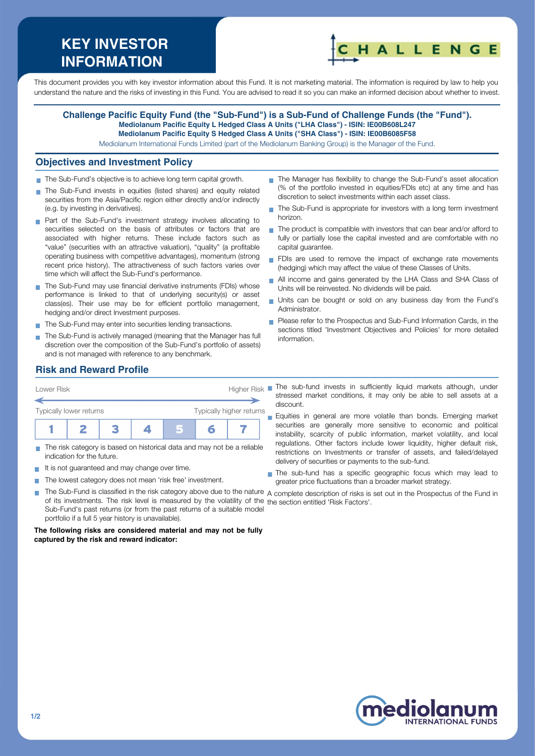# KEY INVESTOR INFORMATION

This document provides you with key investor information about this Fund. It is not marketing material. The information is required by law to help you understand the nature and the risks of investing in this Fund. You are advised to read it so you can make an informed decision about whether to invest.

**Challenge Pacific Equity Fund (the "Sub-Fund") is a Sub-Fund of Challenge Funds (the "Fund").**
**Mediolanum Pacific Equity L Hedged Class A Units ("LHA Class") - ISIN: IE00B608L247**
**Mediolanum Pacific Equity S Hedged Class A Units ("SHA Class") - ISIN: IE00B6085F58**
Mediolanum International Funds Limited (part of the Mediolanum Banking Group) is the Manager of the Fund.

## Objectives and Investment Policy

- The Sub-Fund's objective is to achieve long term capital growth.
- The Sub-Fund invests in equities (listed shares) and equity related securities from the Asia/Pacific region either directly and/or indirectly (e.g. by investing in derivatives).
- Part of the Sub-Fund's investment strategy involves allocating to securities selected on the basis of attributes or factors that are associated with higher returns. These include factors such as "value" (securities with an attractive valuation), "quality" (a profitable operating business with competitive advantages), momentum (strong recent price history). The attractiveness of such factors varies over time which will affect the Sub-Fund's performance.
- The Sub-Fund may use financial derivative instruments (FDIs) whose performance is linked to that of underlying security(s) or asset class(es). Their use may be for efficient portfolio management, hedging and/or direct Investment purposes.
- The Sub-Fund may enter into securities lending transactions.
- The Sub-Fund is actively managed (meaning that the Manager has full discretion over the composition of the Sub-Fund's portfolio of assets) and is not managed with reference to any benchmark.
- The Manager has flexibility to change the Sub-Fund's asset allocation (% of the portfolio invested in equities/FDIs etc) at any time and has discretion to select investments within each asset class.
- The Sub-Fund is appropriate for investors with a long term investment horizon.
- The product is compatible with investors that can bear and/or afford to fully or partially lose the capital invested and are comfortable with no capital guarantee.
- FDIs are used to remove the impact of exchange rate movements (hedging) which may affect the value of these Classes of Units.
- All income and gains generated by the LHA Class and SHA Class of Units will be reinvested. No dividends will be paid.
- Units can be bought or sold on any business day from the Fund's Administrator.
- Please refer to the Prospectus and Sub-Fund Information Cards, in the sections titled 'Investment Objectives and Policies' for more detailed information.

## Risk and Reward Profile

Lower Risk — Higher Risk

Typically lower returns — Typically higher returns

| 1 | 2 | 3 | 4 | **5** | 6 | 7 |
|---|---|---|---|---|---|---|

- The risk category is based on historical data and may not be a reliable indication for the future.
- It is not guaranteed and may change over time.
- The lowest category does not mean 'risk free' investment.
- The Sub-Fund is classified in the risk category above due to the nature of its investments. The risk level is measured by the volatility of the Sub-Fund's past returns (or from the past returns of a suitable model portfolio if a full 5 year history is unavailable).

**The following risks are considered material and may not be fully captured by the risk and reward indicator:**

- The sub-fund invests in sufficiently liquid markets although, under stressed market conditions, it may only be able to sell assets at a discount.
- Equities in general are more volatile than bonds. Emerging market securities are generally more sensitive to economic and political instability, scarcity of public information, market volatility, and local regulations. Other factors include lower liquidity, higher default risk, restrictions on Investments or transfer of assets, and failed/delayed delivery of securities or payments to the sub-fund.
- The sub-fund has a specific geographic focus which may lead to greater price fluctuations than a broader market strategy.

A complete description of risks is set out in the Prospectus of the Fund in the section entitled 'Risk Factors'.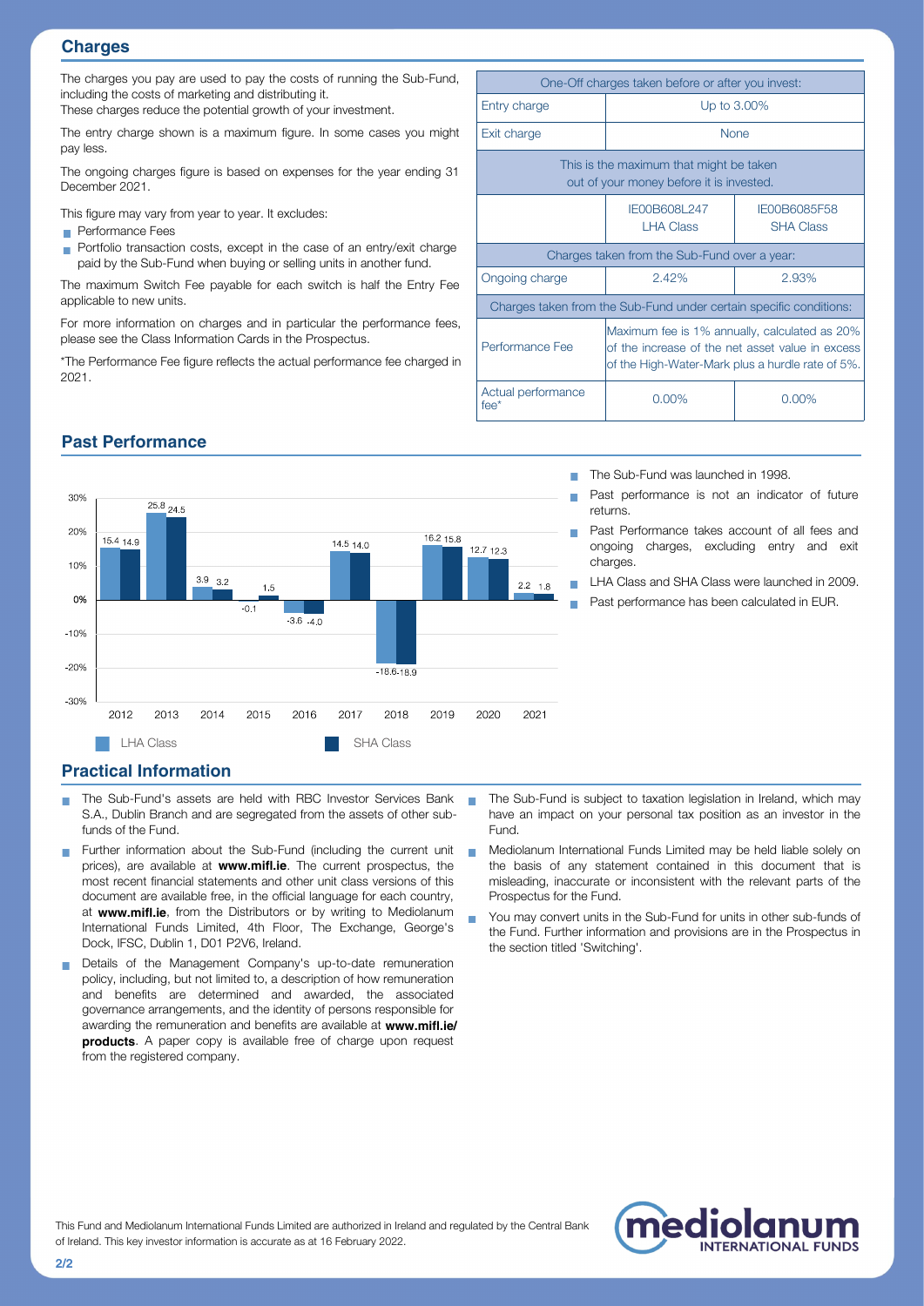## Charges

The charges you pay are used to pay the costs of running the Sub-Fund, including the costs of marketing and distributing it.
These charges reduce the potential growth of your investment.

The entry charge shown is a maximum figure. In some cases you might pay less.

The ongoing charges figure is based on expenses for the year ending 31 December 2021.

This figure may vary from year to year. It excludes:

- Performance Fees
- Portfolio transaction costs, except in the case of an entry/exit charge paid by the Sub-Fund when buying or selling units in another fund.

The maximum Switch Fee payable for each switch is half the Entry Fee applicable to new units.

For more information on charges and in particular the performance fees, please see the Class Information Cards in the Prospectus.

*The Performance Fee figure reflects the actual performance fee charged in 2021.

| One-Off charges taken before or after you invest: | | |
|---|---|---|
| Entry charge | Up to 3.00% | |
| Exit charge | None | |
| This is the maximum that might be taken out of your money before it is invested. | | |
| | IE00B608L247 LHA Class | IE00B6085F58 SHA Class |
| Charges taken from the Sub-Fund over a year: | | |
| Ongoing charge | 2.42% | 2.93% |
| Charges taken from the Sub-Fund under certain specific conditions: | | |
| Performance Fee | Maximum fee is 1% annually, calculated as 20% of the increase of the net asset value in excess of the High-Water-Mark plus a hurdle rate of 5%. | |
| Actual performance fee* | 0.00% | 0.00% |

## Past Performance

30%
20%
10%
0%
-10%
-20%
-30%

15.4 14.9
25.8 24.5
3.9 3.2
-0.1 1.5
-3.6 -4.0
14.5 14.0
-18.6 -18.9
16.2 15.8
12.7 12.3
2.2 1.8

2012 2013 2014 2015 2016 2017 2018 2019 2020 2021

LHA Class
SHA Class

- The Sub-Fund was launched in 1998.
- Past performance is not an indicator of future returns.
- Past Performance takes account of all fees and ongoing charges, excluding entry and exit charges.
- LHA Class and SHA Class were launched in 2009.
- Past performance has been calculated in EUR.

## Practical Information

- The Sub-Fund's assets are held with RBC Investor Services Bank S.A., Dublin Branch and are segregated from the assets of other sub-funds of the Fund.
- Further information about the Sub-Fund (including the current unit prices), are available at **www.mifl.ie**. The current prospectus, the most recent financial statements and other unit class versions of this document are available free, in the official language for each country, at **www.mifl.ie**, from the Distributors or by writing to Mediolanum International Funds Limited, 4th Floor, The Exchange, George's Dock, IFSC, Dublin 1, D01 P2V6, Ireland.
- Details of the Management Company's up-to-date remuneration policy, including, but not limited to, a description of how remuneration and benefits are determined and awarded, the associated governance arrangements, and the identity of persons responsible for awarding the remuneration and benefits are available at **www.mifl.ie/products**. A paper copy is available free of charge upon request from the registered company.
- The Sub-Fund is subject to taxation legislation in Ireland, which may have an impact on your personal tax position as an investor in the Fund.
- Mediolanum International Funds Limited may be held liable solely on the basis of any statement contained in this document that is misleading, inaccurate or inconsistent with the relevant parts of the Prospectus for the Fund.
- You may convert units in the Sub-Fund for units in other sub-funds of the Fund. Further information and provisions are in the Prospectus in the section titled 'Switching'.

This Fund and Mediolanum International Funds Limited are authorized in Ireland and regulated by the Central Bank of Ireland. This key investor information is accurate as at 16 February 2022.